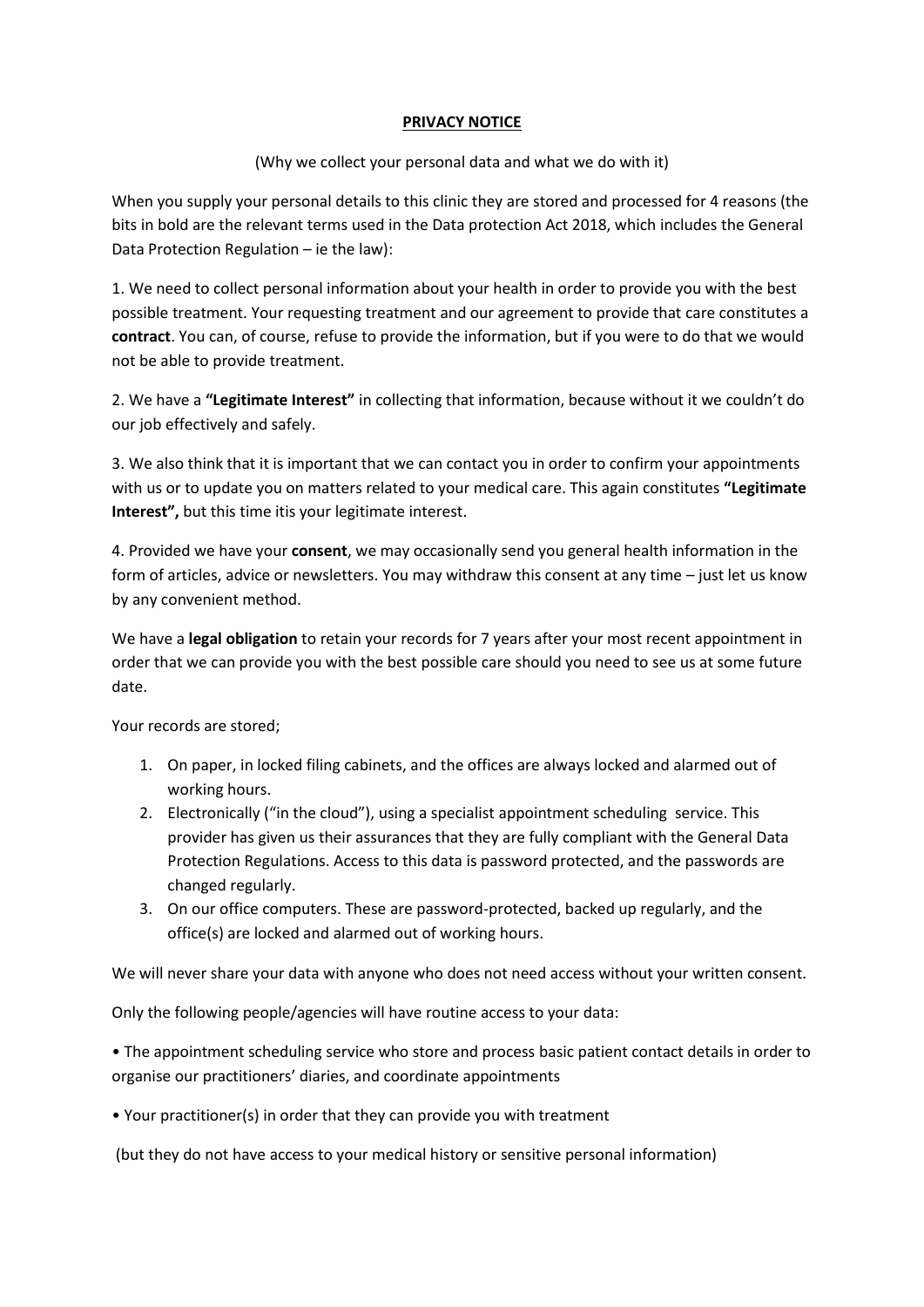**PRIVACY NOTICE**

(Why we collect your personal data and what we do with it)

When you supply your personal details to this clinic they are stored and processed for 4 reasons (the bits in bold are the relevant terms used in the Data protection Act 2018, which includes the General Data Protection Regulation – ie the law):

1. We need to collect personal information about your health in order to provide you with the best possible treatment. Your requesting treatment and our agreement to provide that care constitutes a **contract**. You can, of course, refuse to provide the information, but if you were to do that we would not be able to provide treatment.

2. We have a **"Legitimate Interest"** in collecting that information, because without it we couldn't do our job effectively and safely.

3. We also think that it is important that we can contact you in order to confirm your appointments with us or to update you on matters related to your medical care. This again constitutes **"Legitimate Interest",** but this time itis your legitimate interest.

4. Provided we have your **consent**, we may occasionally send you general health information in the form of articles, advice or newsletters. You may withdraw this consent at any time – just let us know by any convenient method.

We have a **legal obligation** to retain your records for 7 years after your most recent appointment in order that we can provide you with the best possible care should you need to see us at some future date.

Your records are stored;

1. On paper, in locked filing cabinets, and the offices are always locked and alarmed out of working hours.
2. Electronically ("in the cloud"), using a specialist appointment scheduling service. This provider has given us their assurances that they are fully compliant with the General Data Protection Regulations. Access to this data is password protected, and the passwords are changed regularly.
3. On our office computers. These are password-protected, backed up regularly, and the office(s) are locked and alarmed out of working hours.

We will never share your data with anyone who does not need access without your written consent.

Only the following people/agencies will have routine access to your data:

• The appointment scheduling service who store and process basic patient contact details in order to organise our practitioners' diaries, and coordinate appointments

• Your practitioner(s) in order that they can provide you with treatment

(but they do not have access to your medical history or sensitive personal information)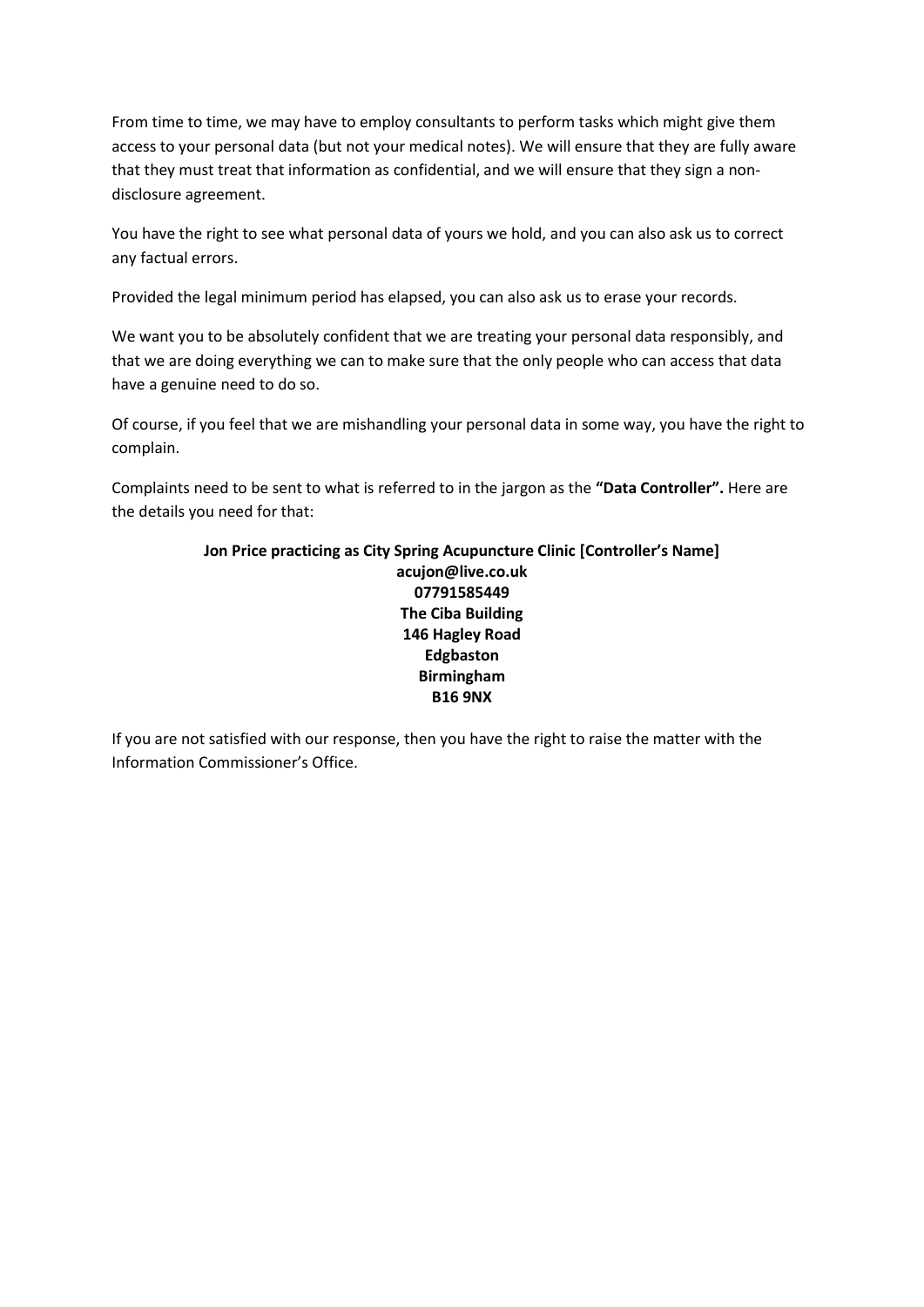From time to time, we may have to employ consultants to perform tasks which might give them access to your personal data (but not your medical notes). We will ensure that they are fully aware that they must treat that information as confidential, and we will ensure that they sign a non-disclosure agreement.

You have the right to see what personal data of yours we hold, and you can also ask us to correct any factual errors.

Provided the legal minimum period has elapsed, you can also ask us to erase your records.

We want you to be absolutely confident that we are treating your personal data responsibly, and that we are doing everything we can to make sure that the only people who can access that data have a genuine need to do so.

Of course, if you feel that we are mishandling your personal data in some way, you have the right to complain.

Complaints need to be sent to what is referred to in the jargon as the **"Data Controller".** Here are the details you need for that:

**Jon Price practicing as City Spring Acupuncture Clinic [Controller's Name]**
**acujon@live.co.uk**
**07791585449**
**The Ciba Building**
**146 Hagley Road**
**Edgbaston**
**Birmingham**
**B16 9NX**

If you are not satisfied with our response, then you have the right to raise the matter with the Information Commissioner's Office.